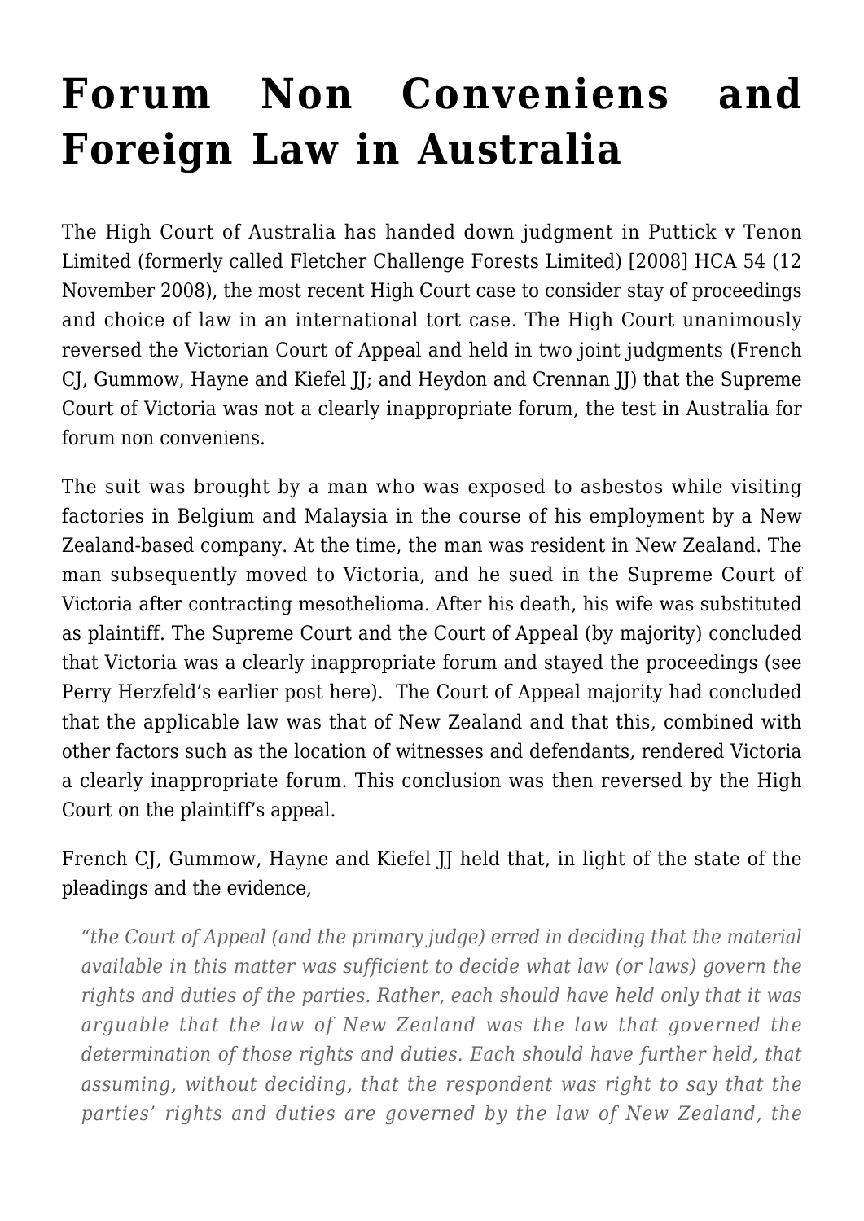# Forum Non Conveniens and Foreign Law in Australia

The High Court of Australia has handed down judgment in Puttick v Tenon Limited (formerly called Fletcher Challenge Forests Limited) [2008] HCA 54 (12 November 2008), the most recent High Court case to consider stay of proceedings and choice of law in an international tort case. The High Court unanimously reversed the Victorian Court of Appeal and held in two joint judgments (French CJ, Gummow, Hayne and Kiefel JJ; and Heydon and Crennan JJ) that the Supreme Court of Victoria was not a clearly inappropriate forum, the test in Australia for forum non conveniens.

The suit was brought by a man who was exposed to asbestos while visiting factories in Belgium and Malaysia in the course of his employment by a New Zealand-based company. At the time, the man was resident in New Zealand. The man subsequently moved to Victoria, and he sued in the Supreme Court of Victoria after contracting mesothelioma. After his death, his wife was substituted as plaintiff. The Supreme Court and the Court of Appeal (by majority) concluded that Victoria was a clearly inappropriate forum and stayed the proceedings (see Perry Herzfeld's earlier post here). The Court of Appeal majority had concluded that the applicable law was that of New Zealand and that this, combined with other factors such as the location of witnesses and defendants, rendered Victoria a clearly inappropriate forum. This conclusion was then reversed by the High Court on the plaintiff's appeal.

French CJ, Gummow, Hayne and Kiefel JJ held that, in light of the state of the pleadings and the evidence,

> *"the Court of Appeal (and the primary judge) erred in deciding that the material available in this matter was sufficient to decide what law (or laws) govern the rights and duties of the parties. Rather, each should have held only that it was arguable that the law of New Zealand was the law that governed the determination of those rights and duties. Each should have further held, that assuming, without deciding, that the respondent was right to say that the parties' rights and duties are governed by the law of New Zealand, the*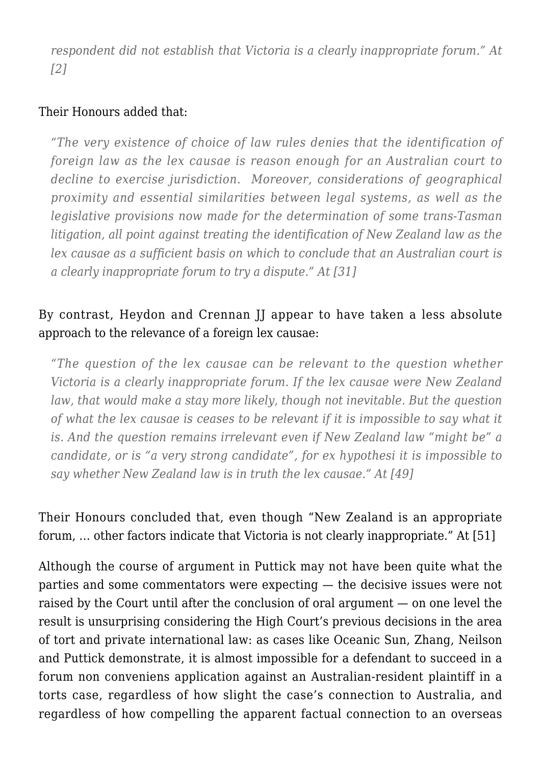> *respondent did not establish that Victoria is a clearly inappropriate forum." At [2]*

Their Honours added that:

> *"The very existence of choice of law rules denies that the identification of foreign law as the lex causae is reason enough for an Australian court to decline to exercise jurisdiction. Moreover, considerations of geographical proximity and essential similarities between legal systems, as well as the legislative provisions now made for the determination of some trans-Tasman litigation, all point against treating the identification of New Zealand law as the lex causae as a sufficient basis on which to conclude that an Australian court is a clearly inappropriate forum to try a dispute." At [31]*

By contrast, Heydon and Crennan JJ appear to have taken a less absolute approach to the relevance of a foreign lex causae:

> *"The question of the lex causae can be relevant to the question whether Victoria is a clearly inappropriate forum. If the lex causae were New Zealand law, that would make a stay more likely, though not inevitable. But the question of what the lex causae is ceases to be relevant if it is impossible to say what it is. And the question remains irrelevant even if New Zealand law "might be" a candidate, or is "a very strong candidate", for ex hypothesi it is impossible to say whether New Zealand law is in truth the lex causae." At [49]*

Their Honours concluded that, even though "New Zealand is an appropriate forum, … other factors indicate that Victoria is not clearly inappropriate." At [51]

Although the course of argument in Puttick may not have been quite what the parties and some commentators were expecting — the decisive issues were not raised by the Court until after the conclusion of oral argument — on one level the result is unsurprising considering the High Court's previous decisions in the area of tort and private international law: as cases like Oceanic Sun, Zhang, Neilson and Puttick demonstrate, it is almost impossible for a defendant to succeed in a forum non conveniens application against an Australian-resident plaintiff in a torts case, regardless of how slight the case's connection to Australia, and regardless of how compelling the apparent factual connection to an overseas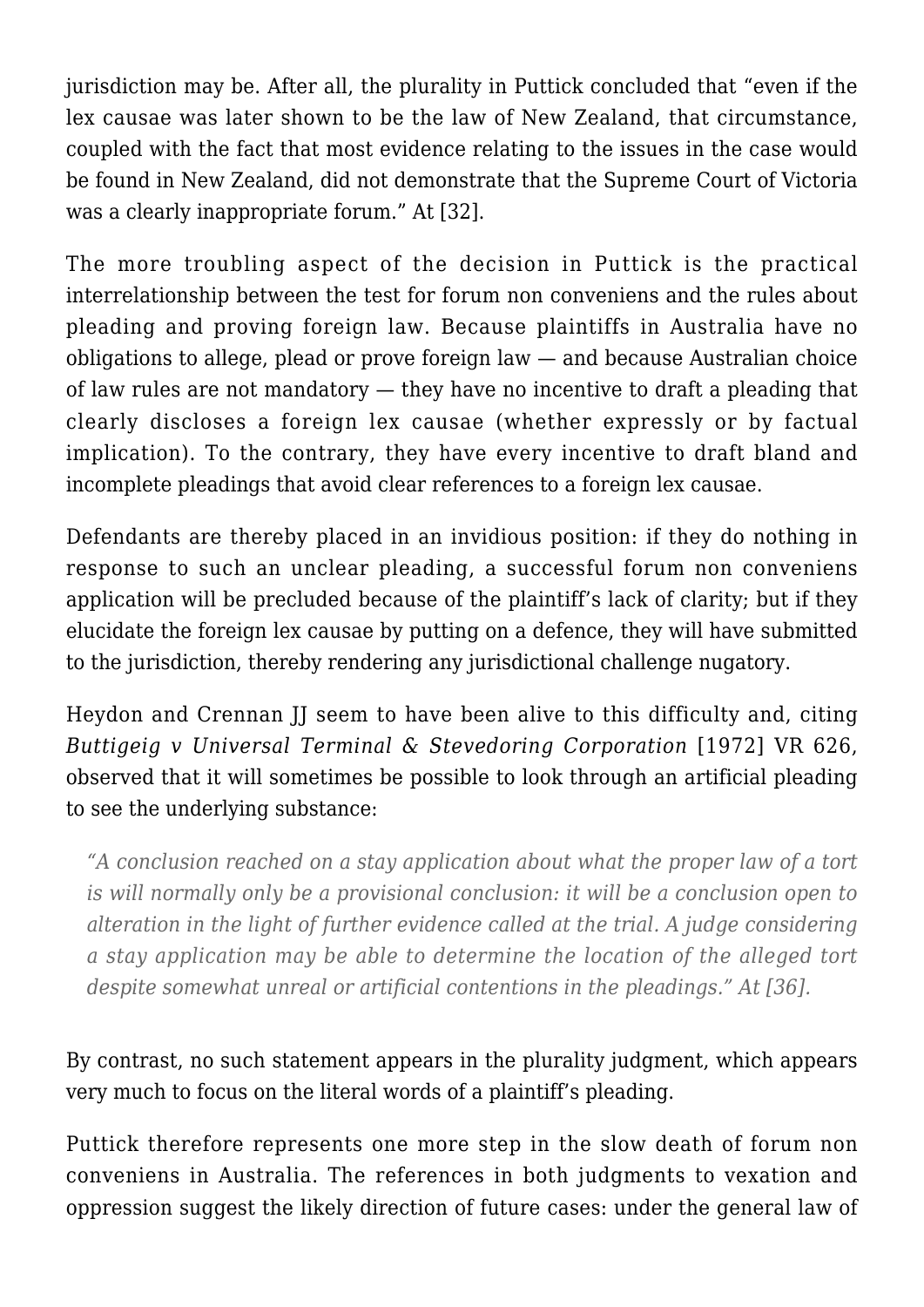jurisdiction may be. After all, the plurality in Puttick concluded that "even if the lex causae was later shown to be the law of New Zealand, that circumstance, coupled with the fact that most evidence relating to the issues in the case would be found in New Zealand, did not demonstrate that the Supreme Court of Victoria was a clearly inappropriate forum." At [32].

The more troubling aspect of the decision in Puttick is the practical interrelationship between the test for forum non conveniens and the rules about pleading and proving foreign law. Because plaintiffs in Australia have no obligations to allege, plead or prove foreign law — and because Australian choice of law rules are not mandatory — they have no incentive to draft a pleading that clearly discloses a foreign lex causae (whether expressly or by factual implication). To the contrary, they have every incentive to draft bland and incomplete pleadings that avoid clear references to a foreign lex causae.

Defendants are thereby placed in an invidious position: if they do nothing in response to such an unclear pleading, a successful forum non conveniens application will be precluded because of the plaintiff's lack of clarity; but if they elucidate the foreign lex causae by putting on a defence, they will have submitted to the jurisdiction, thereby rendering any jurisdictional challenge nugatory.

Heydon and Crennan JJ seem to have been alive to this difficulty and, citing *Buttigeig v Universal Terminal & Stevedoring Corporation* [1972] VR 626, observed that it will sometimes be possible to look through an artificial pleading to see the underlying substance:

> *"A conclusion reached on a stay application about what the proper law of a tort is will normally only be a provisional conclusion: it will be a conclusion open to alteration in the light of further evidence called at the trial. A judge considering a stay application may be able to determine the location of the alleged tort despite somewhat unreal or artificial contentions in the pleadings." At [36].*

By contrast, no such statement appears in the plurality judgment, which appears very much to focus on the literal words of a plaintiff's pleading.

Puttick therefore represents one more step in the slow death of forum non conveniens in Australia. The references in both judgments to vexation and oppression suggest the likely direction of future cases: under the general law of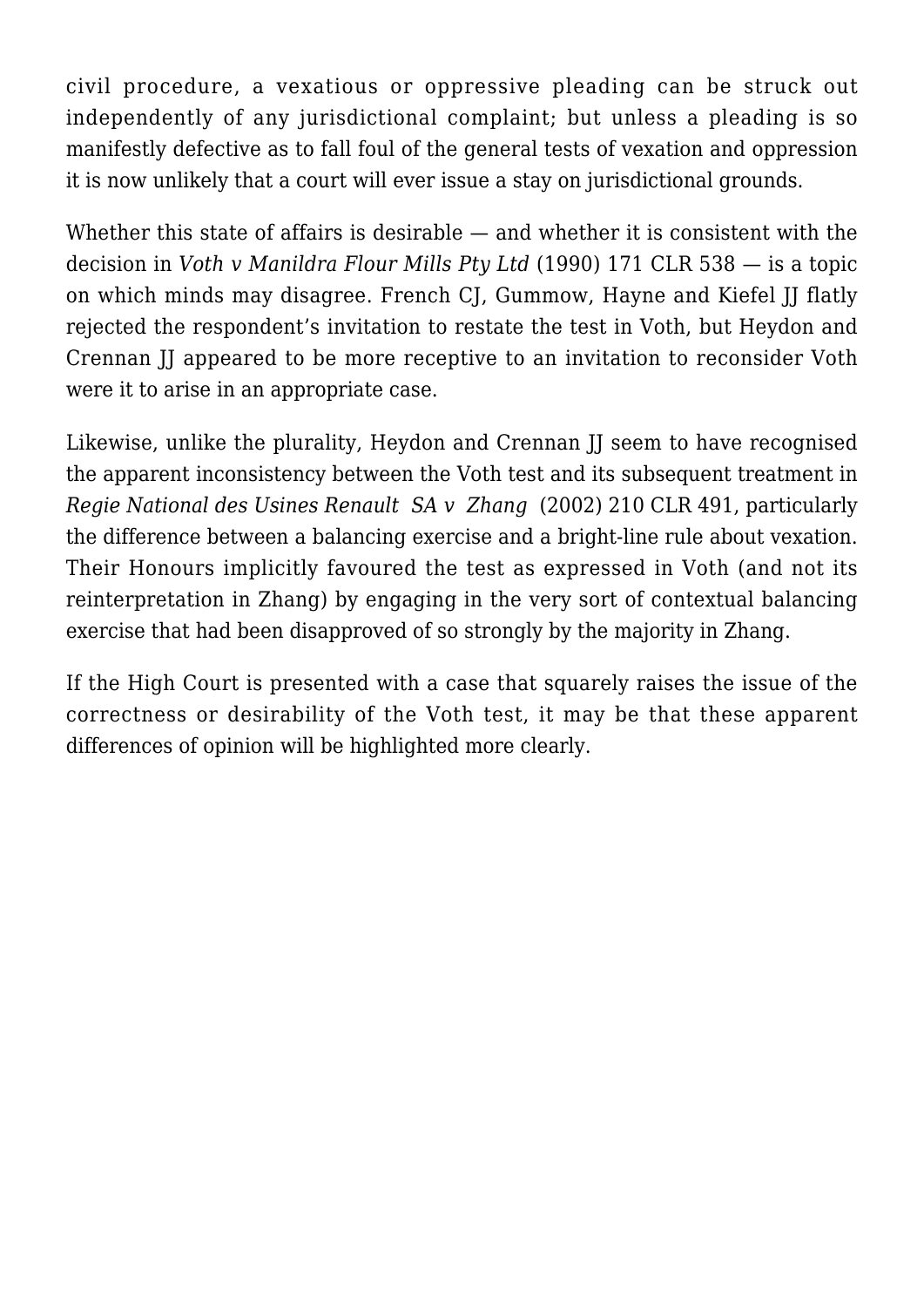civil procedure, a vexatious or oppressive pleading can be struck out independently of any jurisdictional complaint; but unless a pleading is so manifestly defective as to fall foul of the general tests of vexation and oppression it is now unlikely that a court will ever issue a stay on jurisdictional grounds.

Whether this state of affairs is desirable — and whether it is consistent with the decision in *Voth v Manildra Flour Mills Pty Ltd* (1990) 171 CLR 538 — is a topic on which minds may disagree. French CJ, Gummow, Hayne and Kiefel JJ flatly rejected the respondent's invitation to restate the test in Voth, but Heydon and Crennan JJ appeared to be more receptive to an invitation to reconsider Voth were it to arise in an appropriate case.

Likewise, unlike the plurality, Heydon and Crennan JJ seem to have recognised the apparent inconsistency between the Voth test and its subsequent treatment in *Regie National des Usines Renault SA v Zhang* (2002) 210 CLR 491, particularly the difference between a balancing exercise and a bright-line rule about vexation. Their Honours implicitly favoured the test as expressed in Voth (and not its reinterpretation in Zhang) by engaging in the very sort of contextual balancing exercise that had been disapproved of so strongly by the majority in Zhang.

If the High Court is presented with a case that squarely raises the issue of the correctness or desirability of the Voth test, it may be that these apparent differences of opinion will be highlighted more clearly.